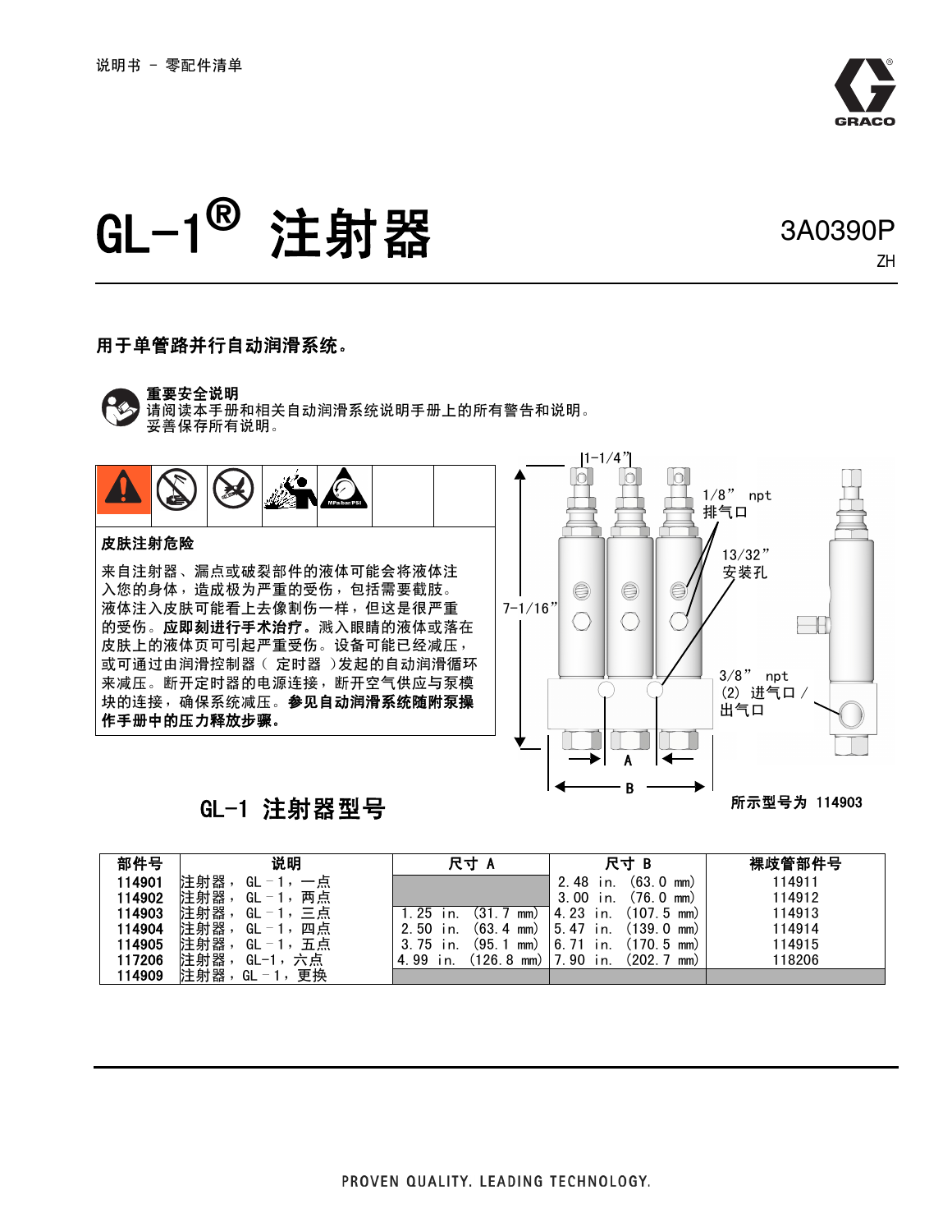说明书 – 零配件清单

# GL-1® 注射器

3A0390P

ZH

**用于单管路并行自动润滑系统。**

**重要安全说明**
请阅读本手册和相关自动润滑系统说明手册上的所有警告和说明。
妥善保存所有说明。

**皮肤注射危险**

来自注射器、漏点或破裂部件的液体可能会将液体注入您的身体，造成极为严重的受伤，包括需要截肢。液体注入皮肤可能看上去像割伤一样，但这是很严重的受伤。**应即刻进行手术治疗。**溅入眼睛的液体或落在皮肤上的液体页可引起严重受伤。设备可能已经减压，或可通过由润滑控制器（ 定时器 ）发起的自动润滑循环来减压。断开定时器的电源连接，断开空气供应与泵模块的连接，确保系统减压。**参见自动润滑系统随附泵操作手册中的压力释放步骤。**

1-1/4”

1/8” npt 排气口

13/32” 安装孔

7-1/16”

3/8” npt (2) 进气口 / 出气口

A

B

所示型号为 114903

## GL-1 注射器型号

| 部件号 | 说明 | 尺寸 A | 尺寸 B | 裸歧管部件号 |
|---|---|---|---|---|
| 114901 | 注射器， GL – 1，一点 | | 2.48 in. (63.0 mm) | 114911 |
| 114902 | 注射器， GL – 1，两点 | | 3.00 in. (76.0 mm) | 114912 |
| 114903 | 注射器， GL – 1，三点 | 1.25 in. (31.7 mm) | 4.23 in. (107.5 mm) | 114913 |
| 114904 | 注射器， GL – 1，四点 | 2.50 in. (63.4 mm) | 5.47 in. (139.0 mm) | 114914 |
| 114905 | 注射器， GL – 1，五点 | 3.75 in. (95.1 mm) | 6.71 in. (170.5 mm) | 114915 |
| 117206 | 注射器， GL-1，六点 | 4.99 in. (126.8 mm) | 7.90 in. (202.7 mm) | 118206 |
| 114909 | 注射器，GL – 1，更换 | | | |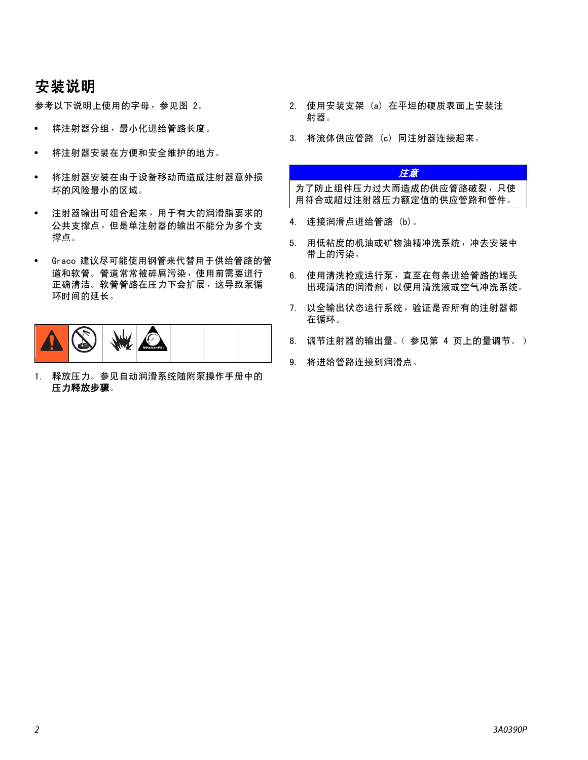# 安装说明

参考以下说明上使用的字母，参见图 2。

- 将注射器分组，最小化进给管路长度。
- 将注射器安装在方便和安全维护的地方。
- 将注射器安装在由于设备移动而造成注射器意外损坏的风险最小的区域。
- 注射器输出可组合起来，用于有大的润滑脂要求的公共支撑点，但是单注射器的输出不能分为多个支撑点。
- Graco 建议尽可能使用钢管来代替用于供给管路的管道和软管。管道常常被碎屑污染，使用前需要进行正确清洁。软管管路在压力下会扩展，这导致泵循环时间的延长。

1. 释放压力。参见自动润滑系统随附泵操作手册中的**压力释放步骤**。
2. 使用安装支架 (a) 在平坦的硬质表面上安装注射器。
3. 将流体供应管路 (c) 同注射器连接起来。

**注意**

为了防止组件压力过大而造成的供应管路破裂，只使用符合或超过注射器压力额定值的供应管路和管件。

4. 连接润滑点进给管路 (b)。
5. 用低粘度的机油或矿物油精冲洗系统，冲去安装中带上的污染。
6. 使用清洗枪或运行泵，直至在每条进给管路的端头出现清洁的润滑剂，以便用清洗液或空气冲洗系统。
7. 以全输出状态运行系统，验证是否所有的注射器都在循环。
8. 调节注射器的输出量。( 参见第 4 页上的量调节。)
9. 将进给管路连接到润滑点。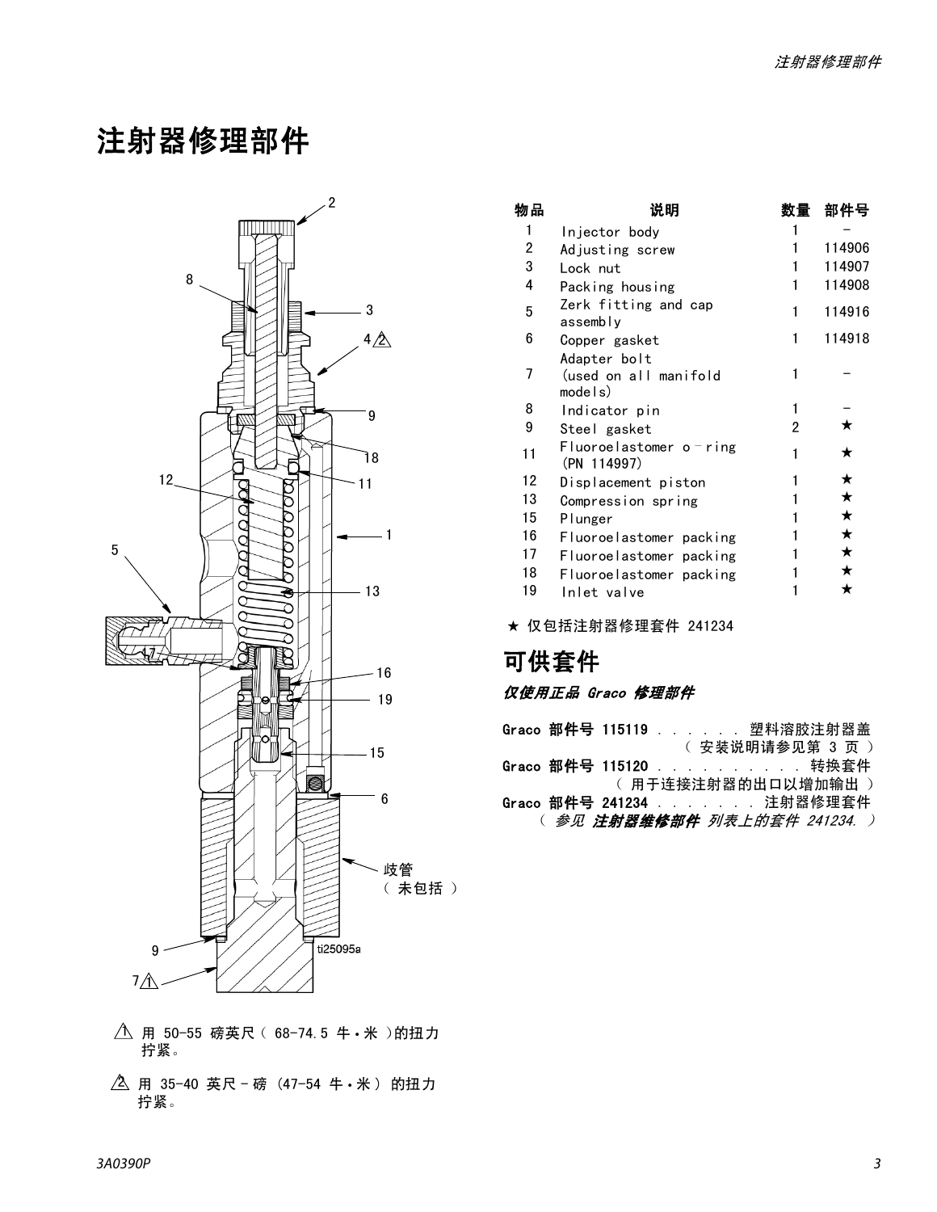# 注射器修理部件

| 物品 | 说明 | 数量 | 部件号 |
|---|---|---|---|
| 1 | Injector body | 1 | - |
| 2 | Adjusting screw | 1 | 114906 |
| 3 | Lock nut | 1 | 114907 |
| 4 | Packing housing | 1 | 114908 |
| 5 | Zerk fitting and cap assembly | 1 | 114916 |
| 6 | Copper gasket | 1 | 114918 |
| 7 | Adapter bolt (used on all manifold models) | 1 | - |
| 8 | Indicator pin | 1 | - |
| 9 | Steel gasket | 2 | ★ |
| 11 | Fluoroelastomer o-ring (PN 114997) | 1 | ★ |
| 12 | Displacement piston | 1 | ★ |
| 13 | Compression spring | 1 | ★ |
| 15 | Plunger | 1 | ★ |
| 16 | Fluoroelastomer packing | 1 | ★ |
| 17 | Fluoroelastomer packing | 1 | ★ |
| 18 | Fluoroelastomer packing | 1 | ★ |
| 19 | Inlet valve | 1 | ★ |

★ 仅包括注射器修理套件 241234

岐管（未包括）

ti25095a

⚠1 用 50-55 磅英尺（68-74.5 牛·米）的扭力拧紧。

⚠2 用 35-40 英尺-磅 (47-54 牛·米) 的扭力拧紧。

## 可供套件

***仅使用正品 Graco 修理部件***

**Graco 部件号 115119** . . . . . . 塑料溶胶注射器盖（安装说明请参见第 3 页）

**Graco 部件号 115120** . . . . . . . . . . 转换套件（用于连接注射器的出口以增加输出）

**Graco 部件号 241234** . . . . . . . 注射器修理套件（*参见* ***注射器维修部件*** *列表上的套件 241234.*）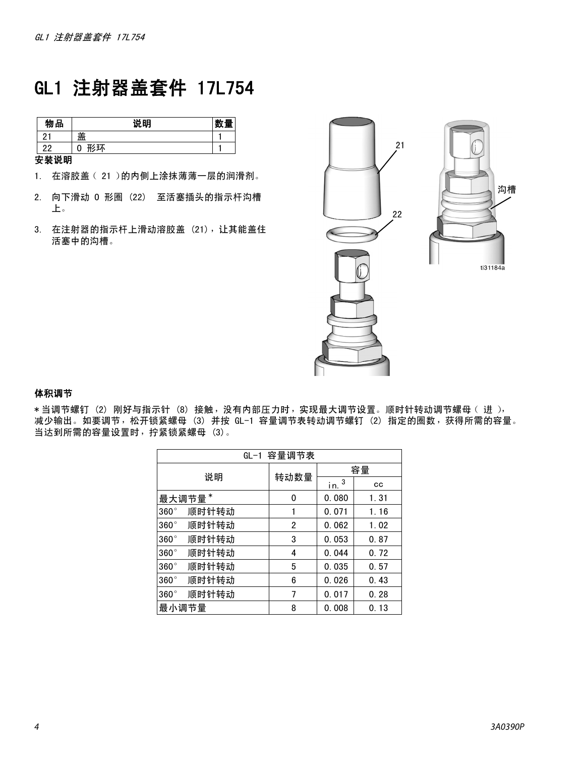# GL1 注射器盖套件 17L754

| 物品 | 说明 | 数量 |
|---|---|---|
| 21 | 盖 | 1 |
| 22 | O 形环 | 1 |

**安装说明**

1. 在溶胶盖（ 21 ）的内侧上涂抹薄薄一层的润滑剂。
2. 向下滑动 O 形圈 (22) 至活塞插头的指示杆沟槽上。
3. 在注射器的指示杆上滑动溶胶盖 (21)，让其能盖住活塞中的沟槽。

### 体积调节

* 当调节螺钉 (2) 刚好与指示针 (8) 接触，没有内部压力时，实现最大调节设置。顺时针转动调节螺母（ 进 ），减少输出。如要调节，松开锁紧螺母 (3) 并按 GL-1 容量调节表转动调节螺钉 (2) 指定的圈数，获得所需的容量。当达到所需的容量设置时，拧紧锁紧螺母 (3)。

| GL-1 容量调节表 | | | |
|---|---|---|---|
| 说明 | 转动数量 | 容量 | |
| | | $in.^3$ | cc |
| 最大调节量 * | 0 | 0.080 | 1.31 |
| 360° 顺时针转动 | 1 | 0.071 | 1.16 |
| 360° 顺时针转动 | 2 | 0.062 | 1.02 |
| 360° 顺时针转动 | 3 | 0.053 | 0.87 |
| 360° 顺时针转动 | 4 | 0.044 | 0.72 |
| 360° 顺时针转动 | 5 | 0.035 | 0.57 |
| 360° 顺时针转动 | 6 | 0.026 | 0.43 |
| 360° 顺时针转动 | 7 | 0.017 | 0.28 |
| 最小调节量 | 8 | 0.008 | 0.13 |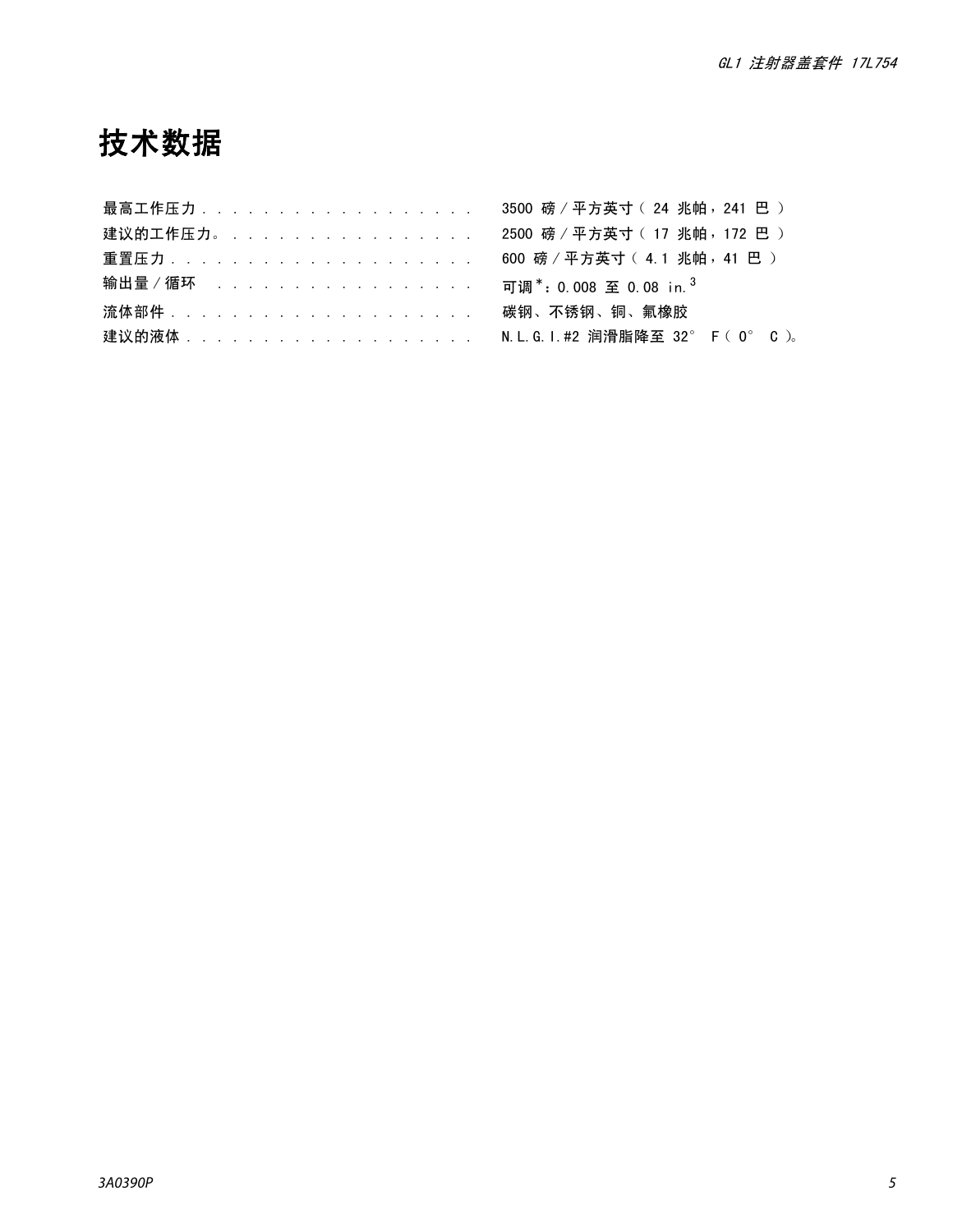# 技术数据

| | |
|---|---|
| 最高工作压力 | 3500 磅／平方英寸（ 24 兆帕，241 巴 ） |
| 建议的工作压力。 | 2500 磅／平方英寸（ 17 兆帕，172 巴 ） |
| 重置压力 | 600 磅／平方英寸（ 4.1 兆帕，41 巴 ） |
| 输出量／循环 | 可调*：0.008 至 0.08 $in.^3$ |
| 流体部件 | 碳钢、不锈钢、铜、氟橡胶 |
| 建议的液体 | N.L.G.I.#2 润滑脂降至 32° F（ 0° C ）。 |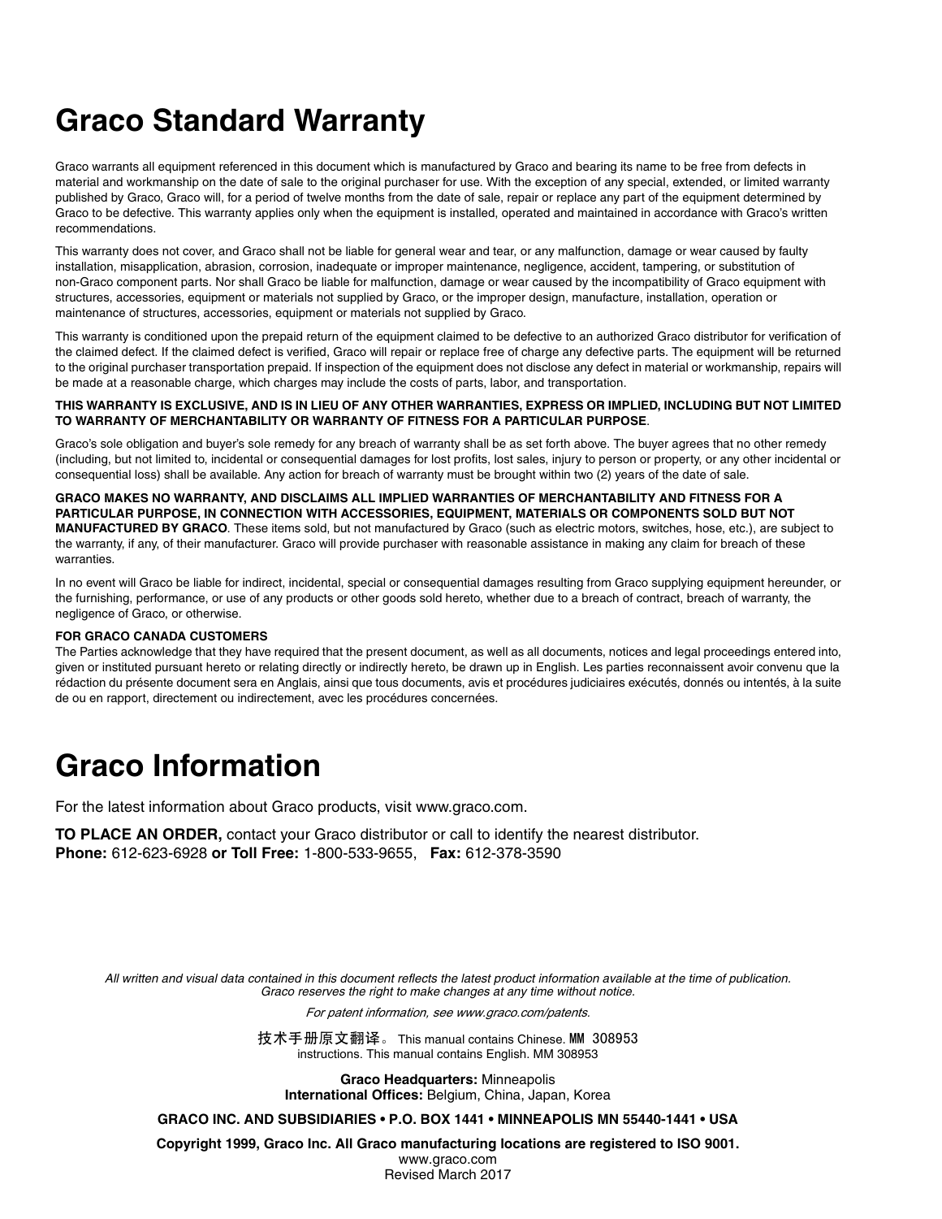# Graco Standard Warranty

Graco warrants all equipment referenced in this document which is manufactured by Graco and bearing its name to be free from defects in material and workmanship on the date of sale to the original purchaser for use. With the exception of any special, extended, or limited warranty published by Graco, Graco will, for a period of twelve months from the date of sale, repair or replace any part of the equipment determined by Graco to be defective. This warranty applies only when the equipment is installed, operated and maintained in accordance with Graco's written recommendations.

This warranty does not cover, and Graco shall not be liable for general wear and tear, or any malfunction, damage or wear caused by faulty installation, misapplication, abrasion, corrosion, inadequate or improper maintenance, negligence, accident, tampering, or substitution of non-Graco component parts. Nor shall Graco be liable for malfunction, damage or wear caused by the incompatibility of Graco equipment with structures, accessories, equipment or materials not supplied by Graco, or the improper design, manufacture, installation, operation or maintenance of structures, accessories, equipment or materials not supplied by Graco.

This warranty is conditioned upon the prepaid return of the equipment claimed to be defective to an authorized Graco distributor for verification of the claimed defect. If the claimed defect is verified, Graco will repair or replace free of charge any defective parts. The equipment will be returned to the original purchaser transportation prepaid. If inspection of the equipment does not disclose any defect in material or workmanship, repairs will be made at a reasonable charge, which charges may include the costs of parts, labor, and transportation.

**THIS WARRANTY IS EXCLUSIVE, AND IS IN LIEU OF ANY OTHER WARRANTIES, EXPRESS OR IMPLIED, INCLUDING BUT NOT LIMITED TO WARRANTY OF MERCHANTABILITY OR WARRANTY OF FITNESS FOR A PARTICULAR PURPOSE**.

Graco's sole obligation and buyer's sole remedy for any breach of warranty shall be as set forth above. The buyer agrees that no other remedy (including, but not limited to, incidental or consequential damages for lost profits, lost sales, injury to person or property, or any other incidental or consequential loss) shall be available. Any action for breach of warranty must be brought within two (2) years of the date of sale.

**GRACO MAKES NO WARRANTY, AND DISCLAIMS ALL IMPLIED WARRANTIES OF MERCHANTABILITY AND FITNESS FOR A PARTICULAR PURPOSE, IN CONNECTION WITH ACCESSORIES, EQUIPMENT, MATERIALS OR COMPONENTS SOLD BUT NOT MANUFACTURED BY GRACO**. These items sold, but not manufactured by Graco (such as electric motors, switches, hose, etc.), are subject to the warranty, if any, of their manufacturer. Graco will provide purchaser with reasonable assistance in making any claim for breach of these warranties.

In no event will Graco be liable for indirect, incidental, special or consequential damages resulting from Graco supplying equipment hereunder, or the furnishing, performance, or use of any products or other goods sold hereto, whether due to a breach of contract, breach of warranty, the negligence of Graco, or otherwise.

**FOR GRACO CANADA CUSTOMERS**
The Parties acknowledge that they have required that the present document, as well as all documents, notices and legal proceedings entered into, given or instituted pursuant hereto or relating directly or indirectly hereto, be drawn up in English. Les parties reconnaissent avoir convenu que la rédaction du présente document sera en Anglais, ainsi que tous documents, avis et procédures judiciaires exécutés, donnés ou intentés, à la suite de ou en rapport, directement ou indirectement, avec les procédures concernées.

# Graco Information

For the latest information about Graco products, visit www.graco.com.

**TO PLACE AN ORDER,** contact your Graco distributor or call to identify the nearest distributor.
**Phone:** 612-623-6928 **or Toll Free:** 1-800-533-9655, **Fax:** 612-378-3590

*All written and visual data contained in this document reflects the latest product information available at the time of publication. Graco reserves the right to make changes at any time without notice.*

*For patent information, see www.graco.com/patents.*

技术手册原文翻译。 This manual contains Chinese. MM 308953
instructions. This manual contains English. MM 308953

**Graco Headquarters:** Minneapolis
**International Offices:** Belgium, China, Japan, Korea

**GRACO INC. AND SUBSIDIARIES • P.O. BOX 1441 • MINNEAPOLIS MN 55440-1441 • USA**

**Copyright 1999, Graco Inc. All Graco manufacturing locations are registered to ISO 9001.**
www.graco.com
Revised March 2017